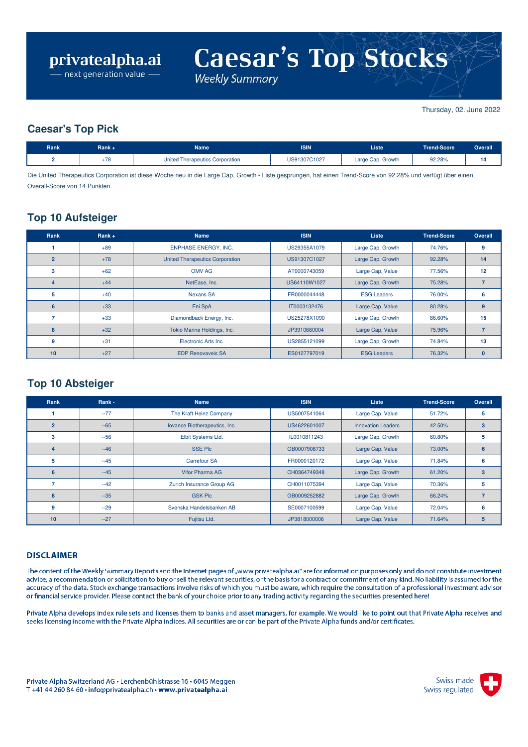privatealpha.ai
— next generation value —

# Caesar's Top Stocks
*Weekly Summary*

Thursday, 02. June 2022

## Caesar's Top Pick

| Rank | Rank + | Name | ISIN | Liste | Trend-Score | Overall |
|---|---|---|---|---|---|---|
| 2 | +78 | United Therapeutics Corporation | US91307C1027 | Large Cap, Growth | 92.28% | 14 |

Die United Therapeutics Corporation ist diese Woche neu in die Large Cap, Growth - Liste gesprungen, hat einen Trend-Score von 92.28% und verfügt über einen Overall-Score von 14 Punkten.

## Top 10 Aufsteiger

| Rank | Rank + | Name | ISIN | Liste | Trend-Score | Overall |
|---|---|---|---|---|---|---|
| 1 | +89 | ENPHASE ENERGY, INC. | US29355A1079 | Large Cap, Growth | 74.76% | 9 |
| 2 | +78 | United Therapeutics Corporation | US91307C1027 | Large Cap, Growth | 92.28% | 14 |
| 3 | +62 | OMV AG | AT0000743059 | Large Cap, Value | 77.56% | 12 |
| 4 | +44 | NetEase, Inc. | US64110W1027 | Large Cap, Growth | 75.28% | 7 |
| 5 | +40 | Nexans SA | FR0000044448 | ESG Leaders | 76.00% | 6 |
| 6 | +33 | Eni SpA | IT0003132476 | Large Cap, Value | 80.28% | 9 |
| 7 | +33 | Diamondback Energy, Inc. | US25278X1090 | Large Cap, Growth | 86.60% | 15 |
| 8 | +32 | Tokio Marine Holdings, Inc. | JP3910660004 | Large Cap, Value | 75.96% | 7 |
| 9 | +31 | Electronic Arts Inc. | US2855121099 | Large Cap, Growth | 74.84% | 13 |
| 10 | +27 | EDP Renovaveis SA | ES0127797019 | ESG Leaders | 76.32% | 0 |

## Top 10 Absteiger

| Rank | Rank - | Name | ISIN | Liste | Trend-Score | Overall |
|---|---|---|---|---|---|---|
| 1 | --77 | The Kraft Heinz Company | US5007541064 | Large Cap, Value | 51.72% | 5 |
| 2 | --65 | Iovance Biotherapeutics, Inc. | US4622601007 | Innovation Leaders | 42.50% | 3 |
| 3 | --56 | Elbit Systems Ltd. | IL0010811243 | Large Cap, Growth | 60.80% | 5 |
| 4 | --46 | SSE Plc | GB0007908733 | Large Cap, Value | 73.00% | 6 |
| 5 | --45 | Carrefour SA | FR0000120172 | Large Cap, Value | 71.84% | 6 |
| 6 | --45 | Vifor Pharma AG | CH0364749348 | Large Cap, Growth | 61.20% | 3 |
| 7 | --42 | Zurich Insurance Group AG | CH0011075394 | Large Cap, Value | 70.36% | 5 |
| 8 | --35 | GSK Plc | GB0009252882 | Large Cap, Growth | 66.24% | 7 |
| 9 | --29 | Svenska Handelsbanken AB | SE0007100599 | Large Cap, Value | 72.04% | 6 |
| 10 | --27 | Fujitsu Ltd. | JP3818000006 | Large Cap, Value | 71.64% | 5 |

### DISCLAIMER

The content of the Weekly Summary Reports and the Internet pages of „www.privatealpha.ai" are for information purposes only and do not constitute investment advice, a recommendation or solicitation to buy or sell the relevant securities, or the basis for a contract or commitment of any kind. No liability is assumed for the accuracy of the data. Stock exchange transactions involve risks of which you must be aware, which require the consultation of a professional investment advisor or financial service provider. Please contact the bank of your choice prior to any trading activity regarding the securities presented here!

Private Alpha develops index rule sets and licenses them to banks and asset managers, for example. We would like to point out that Private Alpha receives and seeks licensing income with the Private Alpha indices. All securities are or can be part of the Private Alpha funds and/or certificates.

Private Alpha Switzerland AG • Lerchenbühlstrasse 16 • 6045 Meggen
T +41 44 260 84 60 • info@privatealpha.ch • **www.privatealpha.ai**

Swiss made
Swiss regulated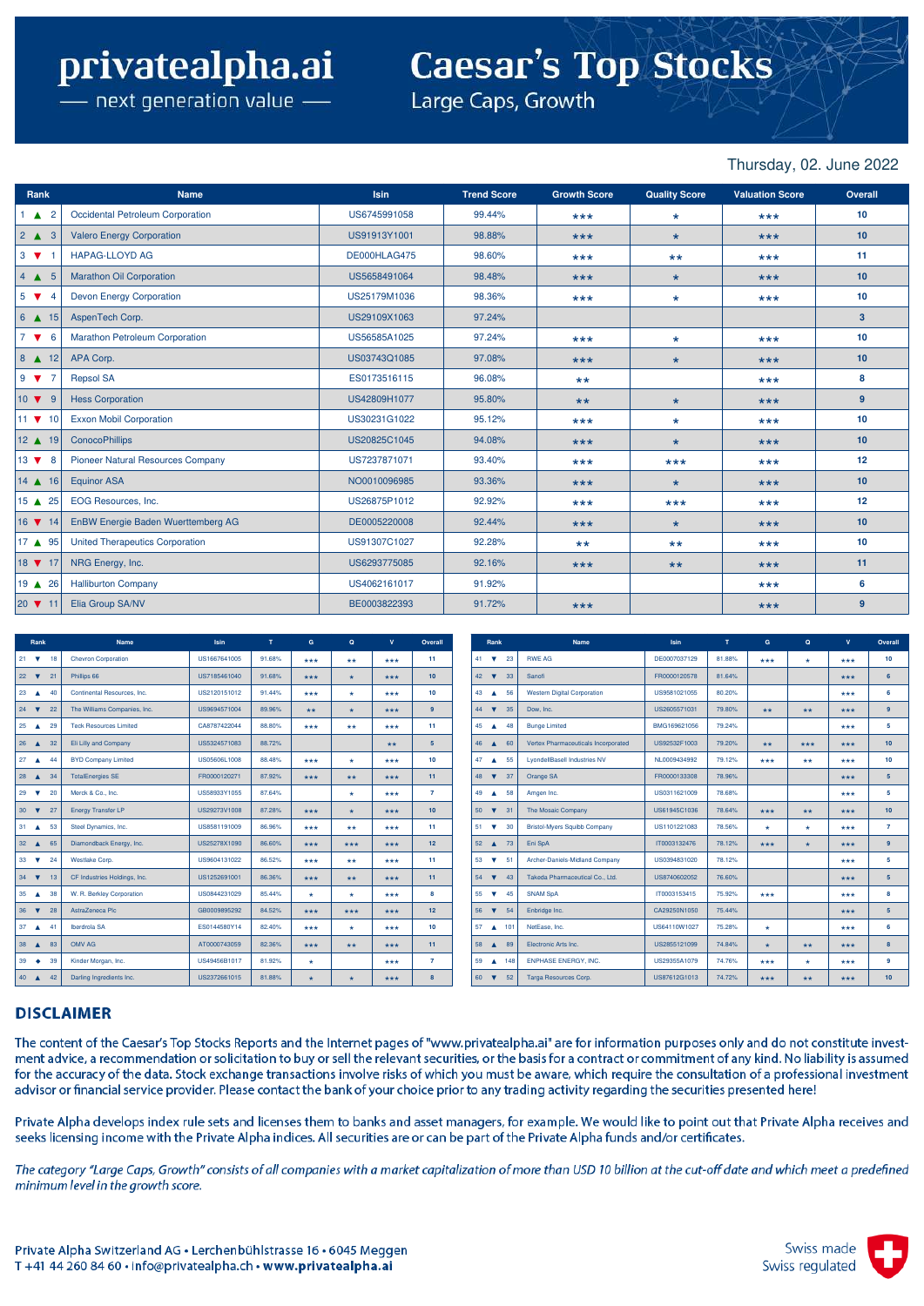# privatealpha.ai
— next generation value —

# Caesar's Top Stocks
Large Caps, Growth

Thursday, 02. June 2022

| Rank | Name | Isin | Trend Score | Growth Score | Quality Score | Valuation Score | Overall |
|---|---|---|---|---|---|---|---|
| 1 ▲ 2 | Occidental Petroleum Corporation | US6745991058 | 99.44% | *** | * | *** | 10 |
| 2 ▲ 3 | Valero Energy Corporation | US91913Y1001 | 98.88% | *** | * | *** | 10 |
| 3 ▼ 1 | HAPAG-LLOYD AG | DE000HLAG475 | 98.60% | *** | ** | *** | 11 |
| 4 ▲ 5 | Marathon Oil Corporation | US5658491064 | 98.48% | *** | * | *** | 10 |
| 5 ▼ 4 | Devon Energy Corporation | US25179M1036 | 98.36% | *** | * | *** | 10 |
| 6 ▲ 15 | AspenTech Corp. | US29109X1063 | 97.24% | | | | 3 |
| 7 ▼ 6 | Marathon Petroleum Corporation | US56585A1025 | 97.24% | *** | * | *** | 10 |
| 8 ▲ 12 | APA Corp. | US03743Q1085 | 97.08% | *** | * | *** | 10 |
| 9 ▼ 7 | Repsol SA | ES0173516115 | 96.08% | ** | | *** | 8 |
| 10 ▼ 9 | Hess Corporation | US42809H1077 | 95.80% | ** | * | *** | 9 |
| 11 ▼ 10 | Exxon Mobil Corporation | US30231G1022 | 95.12% | *** | * | *** | 10 |
| 12 ▲ 19 | ConocoPhillips | US20825C1045 | 94.08% | *** | * | *** | 10 |
| 13 ▼ 8 | Pioneer Natural Resources Company | US7237871071 | 93.40% | *** | *** | *** | 12 |
| 14 ▲ 16 | Equinor ASA | NO0010096985 | 93.36% | *** | * | *** | 10 |
| 15 ▲ 25 | EOG Resources, Inc. | US26875P1012 | 92.92% | *** | *** | *** | 12 |
| 16 ▼ 14 | EnBW Energie Baden Wuerttemberg AG | DE0005220008 | 92.44% | *** | * | *** | 10 |
| 17 ▲ 95 | United Therapeutics Corporation | US91307C1027 | 92.28% | ** | ** | *** | 10 |
| 18 ▼ 17 | NRG Energy, Inc. | US6293775085 | 92.16% | *** | ** | *** | 11 |
| 19 ▲ 26 | Halliburton Company | US4062161017 | 91.92% | | | *** | 6 |
| 20 ▼ 11 | Elia Group SA/NV | BE0003822393 | 91.72% | *** | | *** | 9 |

| Rank | Name | Isin | T | G | Q | V | Overall |
|---|---|---|---|---|---|---|---|
| 21 ▼ 18 | Chevron Corporation | US1667641005 | 91.68% | *** | ** | *** | 11 |
| 22 ▼ 21 | Phillips 66 | US7185461040 | 91.68% | *** | * | *** | 10 |
| 23 ▲ 40 | Continental Resources, Inc. | US2120151012 | 91.44% | *** | * | *** | 10 |
| 24 ▼ 22 | The Williams Companies, Inc. | US9694571004 | 89.96% | ** | * | *** | 9 |
| 25 ▲ 29 | Teck Resources Limited | CA8787422044 | 88.80% | *** | ** | *** | 11 |
| 26 ▲ 32 | Eli Lilly and Company | US5324571083 | 88.72% | | | ** | 5 |
| 27 ▲ 44 | BYD Company Limited | US05606L1008 | 88.48% | *** | * | *** | 10 |
| 28 ▲ 34 | TotalEnergies SE | FR0000120271 | 87.92% | *** | ** | *** | 11 |
| 29 ▼ 20 | Merck & Co., Inc. | US58933Y1055 | 87.64% | | * | *** | 7 |
| 30 ▼ 27 | Energy Transfer LP | US29273V1008 | 87.28% | *** | * | *** | 10 |
| 31 ▲ 53 | Steel Dynamics, Inc. | US8581191009 | 86.96% | *** | ** | *** | 11 |
| 32 ▲ 65 | Diamondback Energy, Inc. | US25278X1090 | 86.60% | *** | *** | *** | 12 |
| 33 ▼ 24 | Westlake Corp. | US9604131022 | 86.52% | *** | ** | *** | 11 |
| 34 ▼ 13 | CF Industries Holdings, Inc. | US1252691001 | 86.36% | *** | ** | *** | 11 |
| 35 ▲ 38 | W. R. Berkley Corporation | US0844231029 | 85.44% | * | * | *** | 8 |
| 36 ▼ 28 | AstraZeneca Plc | GB0009895292 | 84.52% | *** | *** | *** | 12 |
| 37 ▲ 41 | Iberdrola SA | ES0144580Y14 | 82.40% | *** | * | *** | 10 |
| 38 ▲ 83 | OMV AG | AT0000743059 | 82.36% | *** | ** | *** | 11 |
| 39 ◆ 39 | Kinder Morgan, Inc. | US49456B1017 | 81.92% | * | | *** | 7 |
| 40 ▲ 42 | Darling Ingredients Inc. | US2372661015 | 81.88% | * | * | *** | 8 |
| 41 ▼ 23 | RWE AG | DE0007037129 | 81.88% | *** | * | *** | 10 |
| 42 ▼ 33 | Sanofi | FR0000120578 | 81.64% | | | *** | 6 |
| 43 ▲ 56 | Western Digital Corporation | US9581021055 | 80.20% | | | *** | 6 |
| 44 ▼ 35 | Dow, Inc. | US2605571031 | 79.80% | ** | ** | *** | 9 |
| 45 ▲ 48 | Bunge Limited | BMG169621056 | 79.24% | | | *** | 5 |
| 46 ▲ 60 | Vertex Pharmaceuticals Incorporated | US92532F1003 | 79.20% | ** | *** | *** | 10 |
| 47 ▲ 55 | LyondellBasell Industries NV | NL0009434992 | 79.12% | *** | ** | *** | 10 |
| 48 ▼ 37 | Orange SA | FR0000133308 | 78.96% | | | *** | 5 |
| 49 ▲ 58 | Amgen Inc. | US0311621009 | 78.68% | | | *** | 5 |
| 50 ▼ 31 | The Mosaic Company | US61945C1036 | 78.64% | *** | ** | *** | 10 |
| 51 ▼ 30 | Bristol-Myers Squibb Company | US1101221083 | 78.56% | * | * | *** | 7 |
| 52 ▲ 73 | Eni SpA | IT0003132476 | 78.12% | *** | * | *** | 9 |
| 53 ▼ 51 | Archer-Daniels-Midland Company | US0394831020 | 78.12% | | | *** | 5 |
| 54 ▼ 43 | Takeda Pharmaceutical Co., Ltd. | US8740602052 | 76.60% | | | *** | 5 |
| 55 ▼ 45 | SNAM SpA | IT0003153415 | 75.92% | *** | | *** | 8 |
| 56 ▼ 54 | Enbridge Inc. | CA29250N1050 | 75.44% | | | *** | 5 |
| 57 ▲ 101 | NetEase, Inc. | US64110W1027 | 75.28% | * | | *** | 6 |
| 58 ▲ 89 | Electronic Arts Inc. | US2855121099 | 74.84% | * | ** | *** | 8 |
| 59 ▲ 148 | ENPHASE ENERGY, INC. | US29355A1079 | 74.76% | *** | * | *** | 9 |
| 60 ▼ 52 | Targa Resources Corp. | US87612G1013 | 74.72% | *** | ** | *** | 10 |

## DISCLAIMER

The content of the Caesar's Top Stocks Reports and the Internet pages of "www.privatealpha.ai" are for information purposes only and do not constitute investment advice, a recommendation or solicitation to buy or sell the relevant securities, or the basis for a contract or commitment of any kind. No liability is assumed for the accuracy of the data. Stock exchange transactions involve risks of which you must be aware, which require the consultation of a professional investment advisor or financial service provider. Please contact the bank of your choice prior to any trading activity regarding the securities presented here!

Private Alpha develops index rule sets and licenses them to banks and asset managers, for example. We would like to point out that Private Alpha receives and seeks licensing income with the Private Alpha indices. All securities are or can be part of the Private Alpha funds and/or certificates.

*The category "Large Caps, Growth" consists of all companies with a market capitalization of more than USD 10 billion at the cut-off date and which meet a predefined minimum level in the growth score.*

Private Alpha Switzerland AG • Lerchenbühlstrasse 16 • 6045 Meggen
T +41 44 260 84 60 • info@privatealpha.ch • **www.privatealpha.ai**

Swiss made
Swiss regulated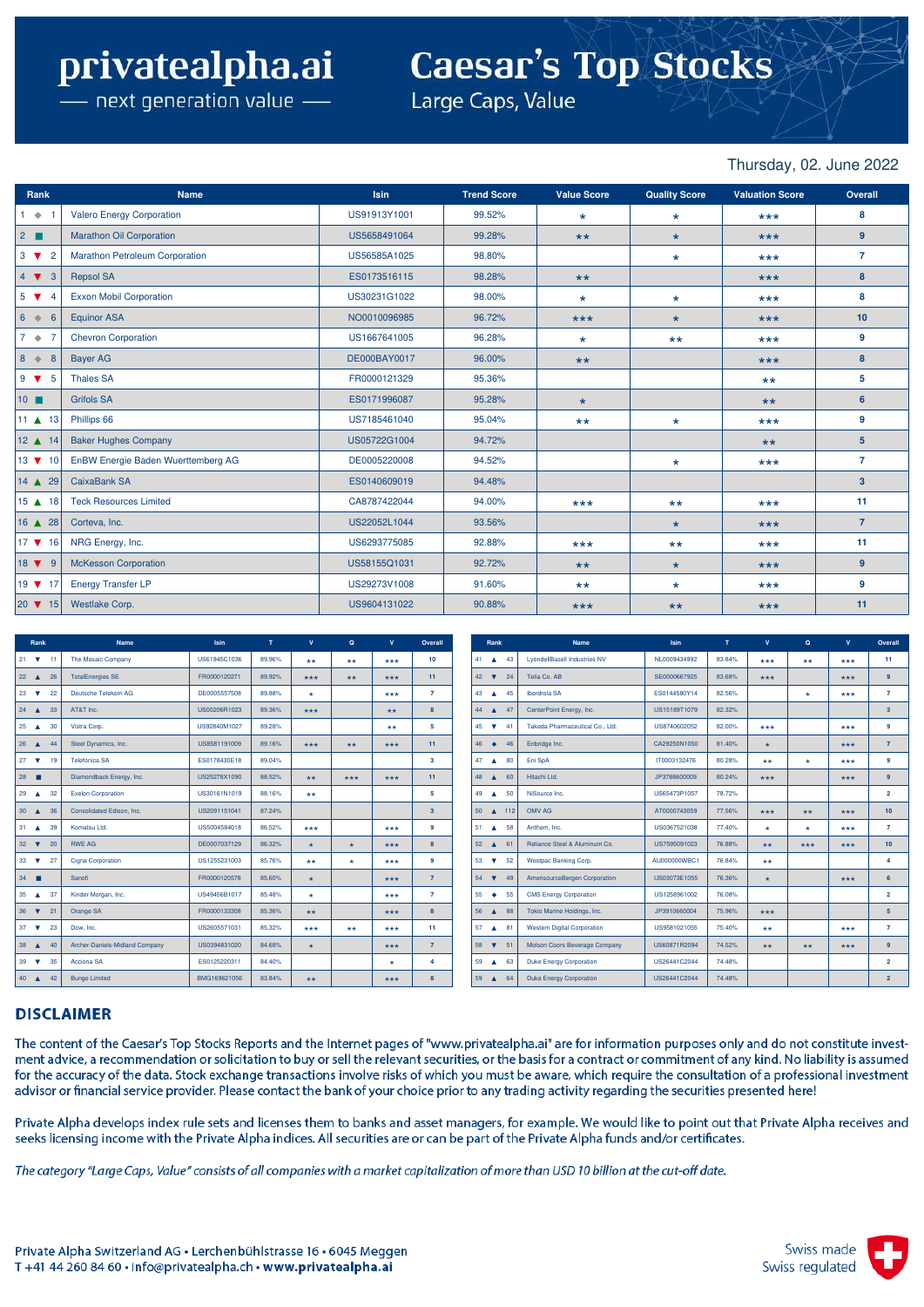# privatealpha.ai

— next generation value —

# Caesar's Top Stocks

Large Caps, Value

Thursday, 02. June 2022

| Rank | | Name | Isin | Trend Score | Value Score | Quality Score | Valuation Score | Overall |
|---|---|---|---|---|---|---|---|---|
| 1 | ◆ 1 | Valero Energy Corporation | US91913Y1001 | 99.52% | ★ | ★ | ★★★ | 8 |
| 2 | ■ | Marathon Oil Corporation | US5658491064 | 99.28% | ★★ | ★ | ★★★ | 9 |
| 3 | ▼ 2 | Marathon Petroleum Corporation | US56585A1025 | 98.80% | | ★ | ★★★ | 7 |
| 4 | ▼ 3 | Repsol SA | ES0173516115 | 98.28% | ★★ | | ★★★ | 8 |
| 5 | ▼ 4 | Exxon Mobil Corporation | US30231G1022 | 98.00% | ★ | ★ | ★★★ | 8 |
| 6 | ◆ 6 | Equinor ASA | NO0010096985 | 96.72% | ★★★ | ★ | ★★★ | 10 |
| 7 | ◆ 7 | Chevron Corporation | US1667641005 | 96.28% | ★ | ★★ | ★★★ | 9 |
| 8 | ◆ 8 | Bayer AG | DE000BAY0017 | 96.00% | ★★ | | ★★★ | 8 |
| 9 | ▼ 5 | Thales SA | FR0000121329 | 95.36% | | | ★★ | 5 |
| 10 | ■ | Grifols SA | ES0171996087 | 95.28% | ★ | | ★★ | 6 |
| 11 | ▲ 13 | Phillips 66 | US7185461040 | 95.04% | ★★ | ★ | ★★★ | 9 |
| 12 | ▲ 14 | Baker Hughes Company | US05722G1004 | 94.72% | | | ★★ | 5 |
| 13 | ▼ 10 | EnBW Energie Baden Wuerttemberg AG | DE0005220008 | 94.52% | | ★ | ★★★ | 7 |
| 14 | ▲ 29 | CaixaBank SA | ES0140609019 | 94.48% | | | | 3 |
| 15 | ▲ 18 | Teck Resources Limited | CA8787422044 | 94.00% | ★★★ | ★★ | ★★★ | 11 |
| 16 | ▲ 28 | Corteva, Inc. | US22052L1044 | 93.56% | | ★ | ★★★ | 7 |
| 17 | ▼ 16 | NRG Energy, Inc. | US6293775085 | 92.88% | ★★★ | ★★ | ★★★ | 11 |
| 18 | ▼ 9 | McKesson Corporation | US58155Q1031 | 92.72% | ★★ | ★ | ★★★ | 9 |
| 19 | ▼ 17 | Energy Transfer LP | US29273V1008 | 91.60% | ★★ | ★ | ★★★ | 9 |
| 20 | ▼ 15 | Westlake Corp. | US9604131022 | 90.88% | ★★★ | ★★ | ★★★ | 11 |

| Rank | | Name | Isin | T | V | Q | V | Overall |
|---|---|---|---|---|---|---|---|---|
| 21 | ▼ 11 | The Mosaic Company | US61945C1036 | 89.96% | ★★ | ★★ | ★★★ | 10 |
| 22 | ▲ 26 | TotalEnergies SE | FR0000120271 | 89.92% | ★★★ | ★★ | ★★★ | 11 |
| 23 | ▼ 22 | Deutsche Telekom AG | DE0005557508 | 89.88% | ★ | | ★★★ | 7 |
| 24 | ▲ 33 | AT&T Inc. | US00206R1023 | 89.36% | ★★★ | | ★★ | 8 |
| 25 | ▲ 30 | Vistra Corp. | US92840M1027 | 89.28% | | | ★★ | 5 |
| 26 | ▲ 44 | Steel Dynamics, Inc. | US8581191009 | 89.16% | ★★★ | ★★ | ★★★ | 11 |
| 27 | ▼ 19 | Telefonica SA | ES0178430E18 | 89.04% | | | | 3 |
| 28 | ■ | Diamondback Energy, Inc. | US25278X1090 | 88.52% | ★★ | ★★★ | ★★★ | 11 |
| 29 | ▲ 32 | Exelon Corporation | US30161N1019 | 88.16% | ★★ | | | 5 |
| 30 | ▲ 36 | Consolidated Edison, Inc. | US2091151041 | 87.24% | | | | 3 |
| 31 | ▲ 39 | Komatsu Ltd. | US5004584018 | 86.52% | ★★★ | | ★★★ | 9 |
| 32 | ▼ 20 | RWE AG | DE0007037129 | 86.32% | ★ | ★ | ★★★ | 8 |
| 33 | ▼ 27 | Cigna Corporation | US1255231003 | 85.76% | ★★ | ★ | ★★★ | 9 |
| 34 | ■ | Sanofi | FR0000120578 | 85.60% | ★ | | ★★★ | 7 |
| 35 | ▲ 37 | Kinder Morgan, Inc. | US49456B1017 | 85.48% | ★ | | ★★★ | 7 |
| 36 | ▼ 21 | Orange SA | FR0000133308 | 85.36% | ★★ | | ★★★ | 8 |
| 37 | ▼ 23 | Dow, Inc. | US2605571031 | 85.32% | ★★★ | ★★ | ★★★ | 11 |
| 38 | ▲ 40 | Archer-Daniels-Midland Company | US0394831020 | 84.68% | ★ | | ★★★ | 7 |
| 39 | ▼ 35 | Acciona SA | ES0125220311 | 84.40% | | | ★ | 4 |
| 40 | ▲ 42 | Bunge Limited | BMG169621056 | 83.84% | ★★ | | ★★★ | 8 |

| Rank | | Name | Isin | T | V | Q | V | Overall |
|---|---|---|---|---|---|---|---|---|
| 41 | ▲ 43 | LyondellBasell Industries NV | NL0009434992 | 83.84% | ★★★ | ★★ | ★★★ | 11 |
| 42 | ▼ 24 | Telia Co. AB | SE0000667925 | 83.68% | ★★★ | | ★★★ | 9 |
| 43 | ▲ 45 | Iberdrola SA | ES0144580Y14 | 82.56% | | ★ | ★★★ | 7 |
| 44 | ▲ 47 | CenterPoint Energy, Inc. | US15189T1079 | 82.32% | | | | 3 |
| 45 | ▼ 41 | Takeda Pharmaceutical Co., Ltd. | US8740602052 | 82.00% | ★★★ | | ★★★ | 9 |
| 46 | ◆ 46 | Enbridge Inc. | CA29250N1050 | 81.40% | ★ | | ★★★ | 7 |
| 47 | ▲ 80 | Eni SpA | IT0003132476 | 80.28% | ★★ | ★ | ★★★ | 9 |
| 48 | ▲ 60 | Hitachi Ltd. | JP3788600009 | 80.24% | ★★★ | | ★★★ | 9 |
| 49 | ▲ 50 | NiSource Inc. | US65473P1057 | 78.72% | | | | 2 |
| 50 | ▲ 112 | OMV AG | AT0000743059 | 77.56% | ★★★ | ★★ | ★★★ | 10 |
| 51 | ▲ 58 | Anthem, Inc. | US0367521038 | 77.40% | ★ | ★ | ★★★ | 7 |
| 52 | ▲ 61 | Reliance Steel & Aluminum Co. | US7595091023 | 76.88% | ★★ | ★★★ | ★★★ | 10 |
| 53 | ▼ 52 | Westpac Banking Corp. | AU000000WBC1 | 76.84% | ★★ | | | 4 |
| 54 | ▼ 49 | AmerisourceBergen Corporation | US03073E1055 | 76.36% | ★ | | ★★★ | 6 |
| 55 | ◆ 55 | CMS Energy Corporation | US1258961002 | 76.08% | | | | 2 |
| 56 | ▲ 88 | Tokio Marine Holdings, Inc. | JP3910660004 | 75.96% | ★★★ | | | 5 |
| 57 | ▲ 81 | Western Digital Corporation | US9581021055 | 75.40% | ★★ | | ★★★ | 7 |
| 58 | ▼ 51 | Molson Coors Beverage Company | US60871R2094 | 74.52% | ★★ | ★★ | ★★★ | 9 |
| 59 | ▲ 63 | Duke Energy Corporation | US26441C2044 | 74.48% | | | | 2 |
| 59 | ▲ 64 | Duke Energy Corporation | US26441C2044 | 74.48% | | | | 2 |

## DISCLAIMER

The content of the Caesar's Top Stocks Reports and the Internet pages of "www.privatealpha.ai" are for information purposes only and do not constitute investment advice, a recommendation or solicitation to buy or sell the relevant securities, or the basis for a contract or commitment of any kind. No liability is assumed for the accuracy of the data. Stock exchange transactions involve risks of which you must be aware, which require the consultation of a professional investment advisor or financial service provider. Please contact the bank of your choice prior to any trading activity regarding the securities presented here!

Private Alpha develops index rule sets and licenses them to banks and asset managers, for example. We would like to point out that Private Alpha receives and seeks licensing income with the Private Alpha indices. All securities are or can be part of the Private Alpha funds and/or certificates.

*The category "Large Caps, Value" consists of all companies with a market capitalization of more than USD 10 billion at the cut-off date.*

Private Alpha Switzerland AG • Lerchenbühlstrasse 16 • 6045 Meggen
T +41 44 260 84 60 • info@privatealpha.ch • **www.privatealpha.ai**

Swiss made
Swiss regulated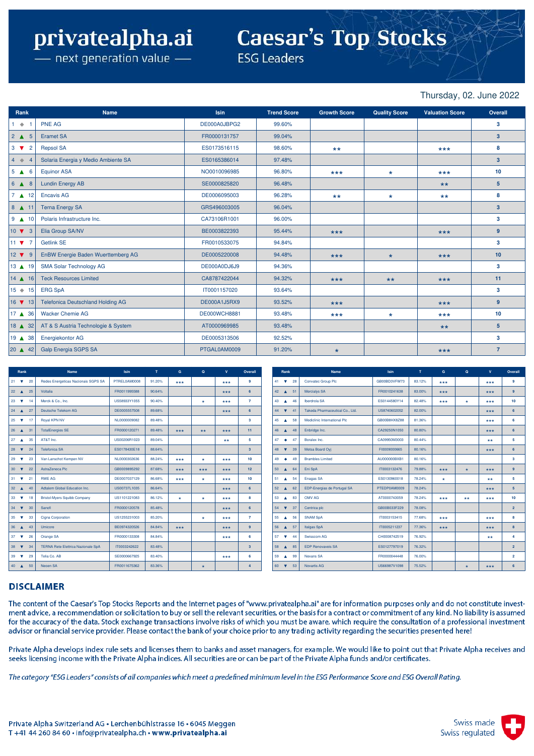# privatealpha.ai

— next generation value —

# Caesar's Top Stocks

## ESG Leaders

Thursday, 02. June 2022

| Rank | | | Name | Isin | Trend Score | Growth Score | Quality Score | Valuation Score | Overall |
|---|---|---|---|---|---|---|---|---|---|
| 1 | ◆ | 1 | PNE AG | DE000A0JBPG2 | 99.60% | | | | 3 |
| 2 | ▲ | 5 | Eramet SA | FR0000131757 | 99.04% | | | | 3 |
| 3 | ▼ | 2 | Repsol SA | ES0173516115 | 98.60% | ** | | *** | 8 |
| 4 | ◆ | 4 | Solaria Energia y Medio Ambiente SA | ES0165386014 | 97.48% | | | | 3 |
| 5 | ▲ | 6 | Equinor ASA | NO0010096985 | 96.80% | *** | * | *** | 10 |
| 6 | ▲ | 8 | Lundin Energy AB | SE0000825820 | 96.48% | | | ** | 5 |
| 7 | ▲ | 12 | Encavis AG | DE0006095003 | 96.28% | ** | * | ** | 8 |
| 8 | ▲ | 11 | Terna Energy SA | GRS496003005 | 96.04% | | | | 3 |
| 9 | ▲ | 10 | Polaris Infrastructure Inc. | CA73106R1001 | 96.00% | | | | 3 |
| 10 | ▼ | 3 | Elia Group SA/NV | BE0003822393 | 95.44% | *** | | *** | 9 |
| 11 | ▼ | 7 | Getlink SE | FR0010533075 | 94.84% | | | | 3 |
| 12 | ▼ | 9 | EnBW Energie Baden Wuerttemberg AG | DE0005220008 | 94.48% | *** | * | *** | 10 |
| 13 | ▲ | 19 | SMA Solar Technology AG | DE000A0DJ6J9 | 94.36% | | | | 3 |
| 14 | ▲ | 16 | Teck Resources Limited | CA8787422044 | 94.32% | *** | ** | *** | 11 |
| 15 | ◆ | 15 | ERG SpA | IT0001157020 | 93.64% | | | | 3 |
| 16 | ▼ | 13 | Telefonica Deutschland Holding AG | DE000A1J5RX9 | 93.52% | *** | | *** | 9 |
| 17 | ▲ | 36 | Wacker Chemie AG | DE000WCH8881 | 93.48% | *** | * | *** | 10 |
| 18 | ▲ | 32 | AT & S Austria Technologie & System | AT0000969985 | 93.48% | | | ** | 5 |
| 19 | ▲ | 38 | Energiekontor AG | DE0005313506 | 92.52% | | | | 3 |
| 20 | ▲ | 42 | Galp Energia SGPS SA | PTGAL0AM0009 | 91.20% | * | | *** | 7 |

| Rank | | | Name | Isin | T | G | Q | V | Overall |
|---|---|---|---|---|---|---|---|---|---|
| 21 | ▼ | 20 | Redes Energeticas Nacionais SGPS SA | PTREL0AM0008 | 91.20% | *** | | *** | 9 |
| 22 | ▲ | 25 | Voltalia | FR0011995588 | 90.64% | | | *** | 6 |
| 23 | ▼ | 14 | Merck & Co., Inc. | US58933Y1055 | 90.40% | | * | *** | 7 |
| 24 | ▲ | 27 | Deutsche Telekom AG | DE0005557508 | 89.68% | | | *** | 6 |
| 25 | ▼ | 17 | Royal KPN NV | NL0000009082 | 89.48% | | | | 3 |
| 26 | ▲ | 31 | TotalEnergies SE | FR0000120271 | 89.48% | *** | ** | *** | 11 |
| 27 | ▲ | 35 | AT&T Inc. | US00206R1023 | 89.04% | | | ** | 5 |
| 28 | ▼ | 24 | Telefonica SA | ES0178430E18 | 88.64% | | | | 3 |
| 29 | ▼ | 23 | Van Lanschot Kempen NV | NL0000302636 | 88.24% | *** | * | *** | 10 |
| 30 | ▼ | 22 | AstraZeneca Plc | GB0009895292 | 87.68% | *** | *** | *** | 12 |
| 31 | ▼ | 21 | RWE AG | DE0007037129 | 86.68% | *** | * | *** | 10 |
| 32 | ▲ | 40 | Adtalem Global Education Inc. | US00737L1035 | 86.64% | | | *** | 6 |
| 33 | ▼ | 18 | Bristol-Myers Squibb Company | US1101221083 | 86.12% | * | * | *** | 8 |
| 34 | ▼ | 30 | Sanofi | FR0000120578 | 85.48% | | | *** | 6 |
| 35 | ▼ | 33 | Cigna Corporation | US1255231003 | 85.20% | | * | *** | 7 |
| 36 | ▲ | 43 | Umicore | BE0974320526 | 84.84% | *** | | *** | 9 |
| 37 | ▼ | 26 | Orange SA | FR0000133308 | 84.84% | | | *** | 6 |
| 38 | ▼ | 34 | TERNA Rete Elettrica Nazionale SpA | IT0003242622 | 83.48% | | | | 3 |
| 39 | ▼ | 29 | Telia Co. AB | SE0000667925 | 83.40% | | | *** | 6 |
| 40 | ▲ | 50 | Neoen SA | FR0011675362 | 83.36% | | * | | 4 |

| Rank | | | Name | Isin | T | G | Q | V | Overall |
|---|---|---|---|---|---|---|---|---|---|
| 41 | ▼ | 28 | Convatec Group Plc | GB00BD3VFW73 | 83.12% | *** | | *** | 9 |
| 42 | ▲ | 51 | Mercialys SA | FR0010241638 | 83.00% | *** | | *** | 9 |
| 43 | ▲ | 46 | Iberdrola SA | ES0144580Y14 | 82.48% | *** | * | *** | 10 |
| 44 | ▼ | 41 | Takeda Pharmaceutical Co., Ltd. | US8740602052 | 82.00% | | | *** | 6 |
| 45 | ▲ | 58 | Mediclinic International Plc | GB00B8HX8Z88 | 81.36% | | | *** | 6 |
| 46 | ▲ | 48 | Enbridge Inc. | CA29250N1050 | 80.80% | | | *** | 6 |
| 47 | ◆ | 47 | Boralex Inc. | CA09950M3003 | 80.44% | | | ** | 5 |
| 48 | ▼ | 39 | Metsa Board Oyj | FI0009000665 | 80.16% | | | *** | 6 |
| 49 | ◆ | 49 | Brambles Limited | AU000000BXB1 | 80.16% | | | | 3 |
| 50 | ▲ | 64 | Eni SpA | IT0003132476 | 79.88% | *** | * | *** | 9 |
| 51 | ▲ | 54 | Enagas SA | ES0130960018 | 78.24% | * | | ** | 5 |
| 52 | ▲ | 62 | EDP-Energias de Portugal SA | PTEDP0AM0009 | 78.24% | | | *** | 5 |
| 53 | ▼ | 83 | OMV AG | AT0000743059 | 78.24% | *** | ** | *** | 10 |
| 54 | ▼ | 37 | Centrica plc | GB00B033F229 | 78.08% | | | | 2 |
| 55 | ▲ | 56 | SNAM SpA | IT0003153415 | 77.68% | *** | | *** | 8 |
| 56 | ▲ | 57 | Italgas SpA | IT0005211237 | 77.36% | *** | | *** | 8 |
| 57 | ▼ | 44 | Swisscom AG | CH0008742519 | 76.92% | | | ** | 4 |
| 58 | ▲ | 85 | EDP Renovaveis SA | ES0127797019 | 76.32% | | | | 2 |
| 59 | ▲ | 99 | Nexans SA | FR0000044448 | 76.00% | | | | 2 |
| 60 | ▼ | 53 | Novartis AG | US66987V1098 | 75.52% | | * | *** | 6 |

## DISCLAIMER

The content of the Caesar's Top Stocks Reports and the Internet pages of "www.privatealpha.ai" are for information purposes only and do not constitute investment advice, a recommendation or solicitation to buy or sell the relevant securities, or the basis for a contract or commitment of any kind. No liability is assumed for the accuracy of the data. Stock exchange transactions involve risks of which you must be aware, which require the consultation of a professional investment advisor or financial service provider. Please contact the bank of your choice prior to any trading activity regarding the securities presented here!

Private Alpha develops index rule sets and licenses them to banks and asset managers, for example. We would like to point out that Private Alpha receives and seeks licensing income with the Private Alpha indices. All securities are or can be part of the Private Alpha funds and/or certificates.

*The category "ESG Leaders" consists of all companies which meet a predefined minimum level in the ESG Performance Score and ESG Overall Rating.*

Private Alpha Switzerland AG • Lerchenbühlstrasse 16 • 6045 Meggen
T +41 44 260 84 60 • info@privatealpha.ch • **www.privatealpha.ai**

Swiss made
Swiss regulated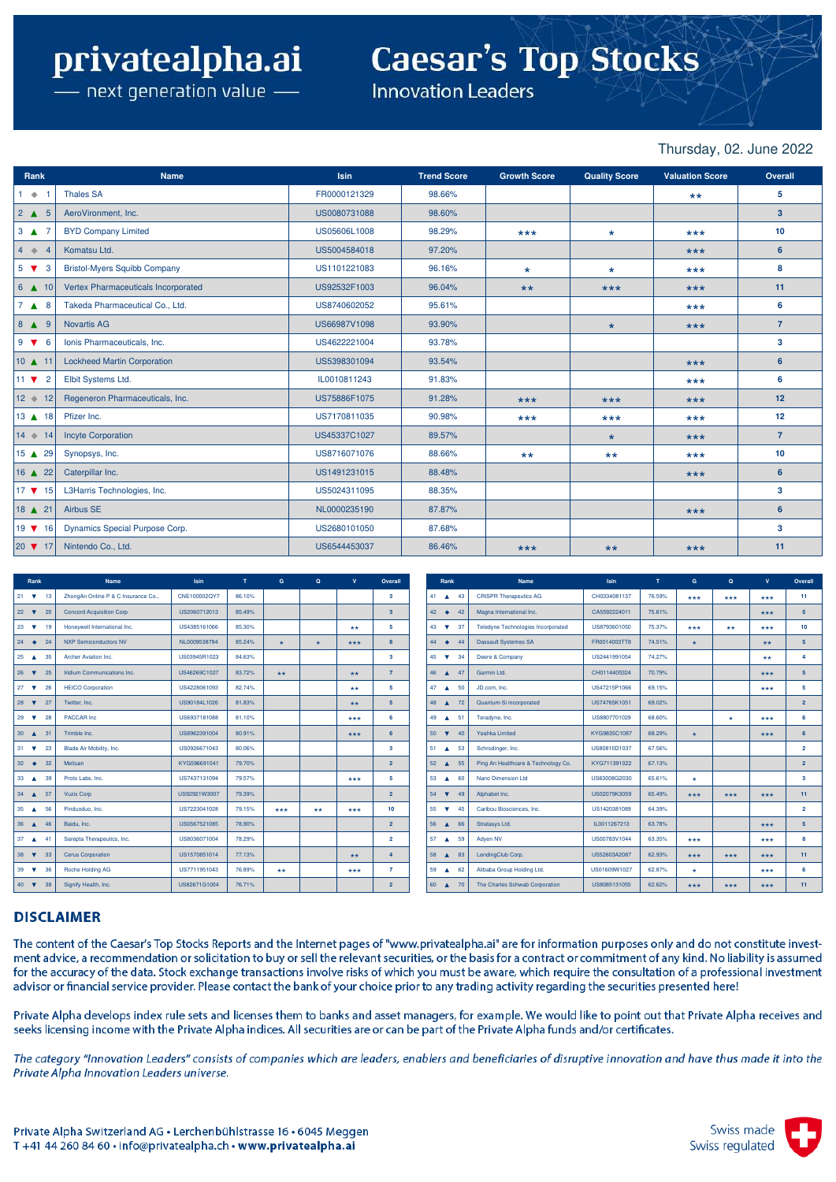# privatealpha.ai

— next generation value —

# Caesar's Top Stocks

## Innovation Leaders

Thursday, 02. June 2022

| Rank | | | Name | Isin | Trend Score | Growth Score | Quality Score | Valuation Score | Overall |
|---|---|---|---|---|---|---|---|---|---|
| 1 | ◆ | 1 | Thales SA | FR0000121329 | 98.66% | | | ** | 5 |
| 2 | ▲ | 5 | AeroVironment, Inc. | US0080731088 | 98.60% | | | | 3 |
| 3 | ▲ | 7 | BYD Company Limited | US05606L1008 | 98.29% | *** | * | *** | 10 |
| 4 | ◆ | 4 | Komatsu Ltd. | US5004584018 | 97.20% | | | *** | 6 |
| 5 | ▼ | 3 | Bristol-Myers Squibb Company | US1101221083 | 96.16% | * | * | *** | 8 |
| 6 | ▲ | 10 | Vertex Pharmaceuticals Incorporated | US92532F1003 | 96.04% | ** | *** | *** | 11 |
| 7 | ▲ | 8 | Takeda Pharmaceutical Co., Ltd. | US8740602052 | 95.61% | | | *** | 6 |
| 8 | ▲ | 9 | Novartis AG | US66987V1098 | 93.90% | | * | *** | 7 |
| 9 | ▼ | 6 | Ionis Pharmaceuticals, Inc. | US4622221004 | 93.78% | | | | 3 |
| 10 | ▲ | 11 | Lockheed Martin Corporation | US5398301094 | 93.54% | | | *** | 6 |
| 11 | ▼ | 2 | Elbit Systems Ltd. | IL0010811243 | 91.83% | | | *** | 6 |
| 12 | ◆ | 12 | Regeneron Pharmaceuticals, Inc. | US75886F1075 | 91.28% | *** | *** | *** | 12 |
| 13 | ▲ | 18 | Pfizer Inc. | US7170811035 | 90.98% | *** | *** | *** | 12 |
| 14 | ◆ | 14 | Incyte Corporation | US45337C1027 | 89.57% | | * | *** | 7 |
| 15 | ▲ | 29 | Synopsys, Inc. | US8716071076 | 88.66% | ** | ** | *** | 10 |
| 16 | ▲ | 22 | Caterpillar Inc. | US1491231015 | 88.48% | | | *** | 6 |
| 17 | ▼ | 15 | L3Harris Technologies, Inc. | US5024311095 | 88.35% | | | | 3 |
| 18 | ▲ | 21 | Airbus SE | NL0000235190 | 87.87% | | | *** | 6 |
| 19 | ▼ | 16 | Dynamics Special Purpose Corp. | US2680101050 | 87.68% | | | | 3 |
| 20 | ▼ | 17 | Nintendo Co., Ltd. | US6544453037 | 86.46% | *** | ** | *** | 11 |

| Rank | | | Name | Isin | T | G | Q | V | Overall |
|---|---|---|---|---|---|---|---|---|---|
| 21 | ▼ | 13 | ZhongAn Online P & C Insurance Co., | CNE100002QY7 | 86.10% | | | | 3 |
| 22 | ▼ | 20 | Concord Acquisition Corp | US2060712013 | 85.49% | | | | 3 |
| 23 | ▼ | 19 | Honeywell International Inc. | US4385161066 | 85.30% | | | ** | 5 |
| 24 | ◆ | 24 | NXP Semiconductors NV | NL0009538784 | 85.24% | * | * | *** | 8 |
| 25 | ▲ | 35 | Archer Aviation Inc. | US03945R1023 | 84.63% | | | | 3 |
| 26 | ▼ | 25 | Iridium Communications Inc. | US46269C1027 | 83.72% | ** | | ** | 7 |
| 27 | ▼ | 26 | HEICO Corporation | US4228061093 | 82.74% | | | ** | 5 |
| 28 | ▼ | 27 | Twitter, Inc. | US90184L1026 | 81.83% | | | ** | 5 |
| 29 | ▼ | 28 | PACCAR Inc | US6937181088 | 81.10% | | | *** | 6 |
| 30 | ▲ | 31 | Trimble Inc. | US8962391004 | 80.91% | | | *** | 6 |
| 31 | ▼ | 23 | Blade Air Mobility, Inc. | US0926671043 | 80.06% | | | | 3 |
| 32 | ◆ | 32 | Meituan | KYG596691041 | 79.70% | | | | 2 |
| 33 | ▲ | 39 | Proto Labs, Inc. | US7437131094 | 79.57% | | | *** | 5 |
| 34 | ▲ | 57 | Vuzix Corp | US92921W3007 | 79.39% | | | | 2 |
| 35 | ▲ | 56 | Pinduoduo, Inc. | US7223041028 | 79.15% | *** | ** | *** | 10 |
| 36 | ▲ | 46 | Baidu, Inc. | US0567521085 | 78.90% | | | | 2 |
| 37 | ▲ | 41 | Sarepta Therapeutics, Inc. | US8036071004 | 78.29% | | | | 2 |
| 38 | ▼ | 33 | Cerus Corporation | US1570851014 | 77.13% | | | ** | 4 |
| 39 | ▼ | 36 | Roche Holding AG | US7711951043 | 76.89% | ** | | *** | 7 |
| 40 | ▼ | 38 | Signify Health, Inc. | US82671G1004 | 76.71% | | | | 2 |
| 41 | ▲ | 43 | CRISPR Therapeutics AG | CH0334081137 | 76.59% | *** | *** | *** | 11 |
| 42 | ◆ | 42 | Magna International Inc. | CA5592224011 | 75.61% | | | *** | 5 |
| 43 | ▼ | 37 | Teledyne Technologies Incorporated | US8793601050 | 75.37% | *** | ** | *** | 10 |
| 44 | ◆ | 44 | Dassault Systemes SA | FR0014003TT8 | 74.51% | * | | ** | 5 |
| 45 | ▼ | 34 | Deere & Company | US2441991054 | 74.27% | | | ** | 4 |
| 46 | ▲ | 47 | Garmin Ltd. | CH0114405324 | 70.79% | | | *** | 5 |
| 47 | ▲ | 50 | JD.com, Inc. | US47215P1066 | 69.15% | | | *** | 5 |
| 48 | ▲ | 72 | Quantum-Si incorporated | US74765K1051 | 69.02% | | | | 2 |
| 49 | ▲ | 51 | Teradyne, Inc. | US8807701029 | 68.60% | | * | *** | 6 |
| 50 | ▼ | 40 | Yeahka Limited | KYG9835C1087 | 68.29% | * | | *** | 6 |
| 51 | ▲ | 53 | Schrodinger, Inc. | US80810D1037 | 67.56% | | | | 2 |
| 52 | ▲ | 55 | Ping An Healthcare & Technology Co. | KYG711391022 | 67.13% | | | | 2 |
| 53 | ▲ | 60 | Nano Dimension Ltd | US63008G2030 | 65.61% | * | | | 3 |
| 54 | ▼ | 49 | Alphabet Inc. | US02079K3059 | 65.49% | *** | *** | *** | 11 |
| 55 | ▼ | 45 | Caribou Biosciences, Inc. | US1420381089 | 64.39% | | | | 2 |
| 56 | ▲ | 66 | Stratasys Ltd. | IL0011267213 | 63.78% | | | *** | 5 |
| 57 | ▲ | 59 | Adyen NV | US00783V1044 | 63.35% | *** | | *** | 8 |
| 58 | ▲ | 83 | LendingClub Corp. | US52603A2087 | 62.93% | *** | *** | *** | 11 |
| 59 | ▲ | 62 | Alibaba Group Holding Ltd. | US01609W1027 | 62.87% | * | | *** | 6 |
| 60 | ▲ | 70 | The Charles Schwab Corporation | US8085131055 | 62.62% | *** | *** | *** | 11 |

## DISCLAIMER

The content of the Caesar's Top Stocks Reports and the Internet pages of "www.privatealpha.ai" are for information purposes only and do not constitute investment advice, a recommendation or solicitation to buy or sell the relevant securities, or the basis for a contract or commitment of any kind. No liability is assumed for the accuracy of the data. Stock exchange transactions involve risks of which you must be aware, which require the consultation of a professional investment advisor or financial service provider. Please contact the bank of your choice prior to any trading activity regarding the securities presented here!

Private Alpha develops index rule sets and licenses them to banks and asset managers, for example. We would like to point out that Private Alpha receives and seeks licensing income with the Private Alpha indices. All securities are or can be part of the Private Alpha funds and/or certificates.

*The category "Innovation Leaders" consists of companies which are leaders, enablers and beneficiaries of disruptive innovation and have thus made it into the Private Alpha Innovation Leaders universe.*

Private Alpha Switzerland AG • Lerchenbühlstrasse 16 • 6045 Meggen
T +41 44 260 84 60 • info@privatealpha.ch • **www.privatealpha.ai**

Swiss made
Swiss regulated